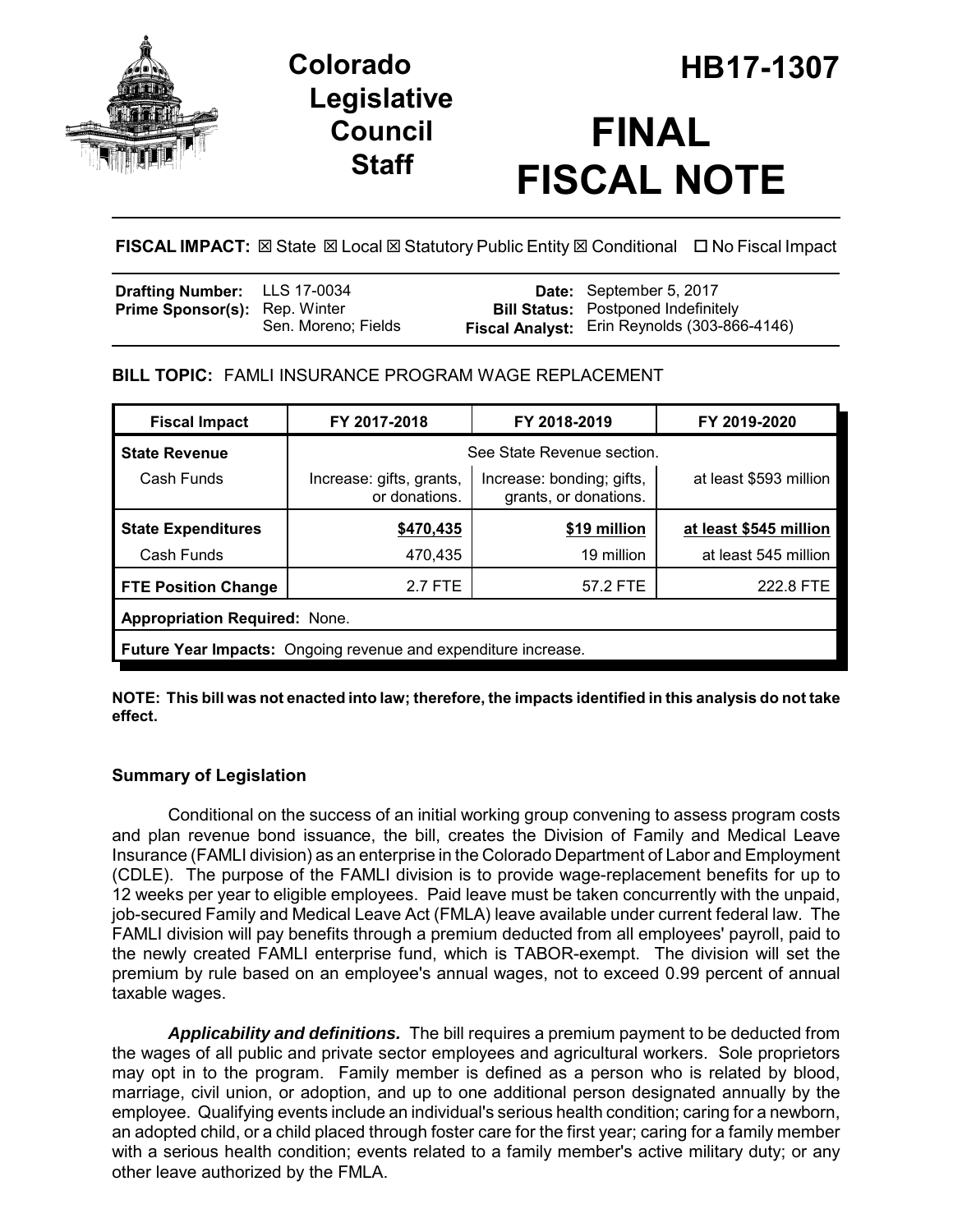# Colorado Legislative Council Staff

# HB17-1307

# FINAL FISCAL NOTE

**FISCAL IMPACT:** ☒ State ☒ Local ☒ Statutory Public Entity ☒ Conditional ☐ No Fiscal Impact

| | | | |
|---|---|---|---|
| **Drafting Number:** | LLS 17-0034 | **Date:** | September 5, 2017 |
| **Prime Sponsor(s):** | Rep. Winter<br>Sen. Moreno; Fields | **Bill Status:** | Postponed Indefinitely |
| | | **Fiscal Analyst:** | Erin Reynolds (303-866-4146) |

**BILL TOPIC:** FAMLI INSURANCE PROGRAM WAGE REPLACEMENT

| Fiscal Impact | FY 2017-2018 | FY 2018-2019 | FY 2019-2020 |
|---|---|---|---|
| **State Revenue** | See State Revenue section. | | |
| Cash Funds | Increase: gifts, grants, or donations. | Increase: bonding; gifts, grants, or donations. | at least $593 million |
| **State Expenditures** | **$470,435** | **$19 million** | **at least $545 million** |
| Cash Funds | 470,435 | 19 million | at least 545 million |
| **FTE Position Change** | 2.7 FTE | 57.2 FTE | 222.8 FTE |
| **Appropriation Required:** None. | | | |
| **Future Year Impacts:** Ongoing revenue and expenditure increase. | | | |

**NOTE: This bill was not enacted into law; therefore, the impacts identified in this analysis do not take effect.**

### Summary of Legislation

Conditional on the success of an initial working group convening to assess program costs and plan revenue bond issuance, the bill, creates the Division of Family and Medical Leave Insurance (FAMLI division) as an enterprise in the Colorado Department of Labor and Employment (CDLE). The purpose of the FAMLI division is to provide wage-replacement benefits for up to 12 weeks per year to eligible employees. Paid leave must be taken concurrently with the unpaid, job-secured Family and Medical Leave Act (FMLA) leave available under current federal law. The FAMLI division will pay benefits through a premium deducted from all employees' payroll, paid to the newly created FAMLI enterprise fund, which is TABOR-exempt. The division will set the premium by rule based on an employee's annual wages, not to exceed 0.99 percent of annual taxable wages.

***Applicability and definitions.*** The bill requires a premium payment to be deducted from the wages of all public and private sector employees and agricultural workers. Sole proprietors may opt in to the program. Family member is defined as a person who is related by blood, marriage, civil union, or adoption, and up to one additional person designated annually by the employee. Qualifying events include an individual's serious health condition; caring for a newborn, an adopted child, or a child placed through foster care for the first year; caring for a family member with a serious health condition; events related to a family member's active military duty; or any other leave authorized by the FMLA.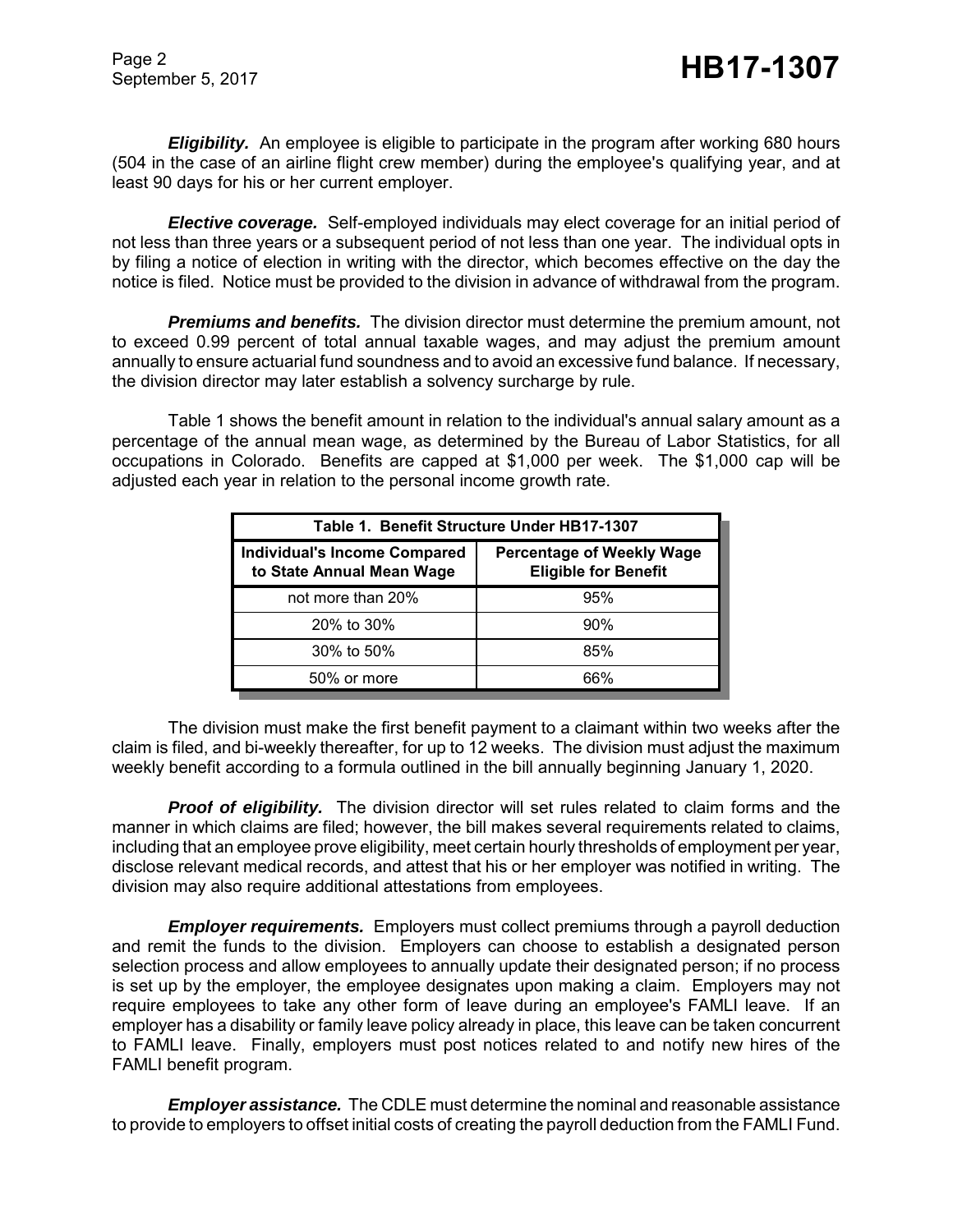***Eligibility.*** An employee is eligible to participate in the program after working 680 hours (504 in the case of an airline flight crew member) during the employee's qualifying year, and at least 90 days for his or her current employer.

***Elective coverage.*** Self-employed individuals may elect coverage for an initial period of not less than three years or a subsequent period of not less than one year. The individual opts in by filing a notice of election in writing with the director, which becomes effective on the day the notice is filed. Notice must be provided to the division in advance of withdrawal from the program.

***Premiums and benefits.*** The division director must determine the premium amount, not to exceed 0.99 percent of total annual taxable wages, and may adjust the premium amount annually to ensure actuarial fund soundness and to avoid an excessive fund balance. If necessary, the division director may later establish a solvency surcharge by rule.

Table 1 shows the benefit amount in relation to the individual's annual salary amount as a percentage of the annual mean wage, as determined by the Bureau of Labor Statistics, for all occupations in Colorado. Benefits are capped at $1,000 per week. The $1,000 cap will be adjusted each year in relation to the personal income growth rate.

**Table 1. Benefit Structure Under HB17-1307**

| Individual's Income Compared to State Annual Mean Wage | Percentage of Weekly Wage Eligible for Benefit |
|---|---|
| not more than 20% | 95% |
| 20% to 30% | 90% |
| 30% to 50% | 85% |
| 50% or more | 66% |

The division must make the first benefit payment to a claimant within two weeks after the claim is filed, and bi-weekly thereafter, for up to 12 weeks. The division must adjust the maximum weekly benefit according to a formula outlined in the bill annually beginning January 1, 2020.

***Proof of eligibility.*** The division director will set rules related to claim forms and the manner in which claims are filed; however, the bill makes several requirements related to claims, including that an employee prove eligibility, meet certain hourly thresholds of employment per year, disclose relevant medical records, and attest that his or her employer was notified in writing. The division may also require additional attestations from employees.

***Employer requirements.*** Employers must collect premiums through a payroll deduction and remit the funds to the division. Employers can choose to establish a designated person selection process and allow employees to annually update their designated person; if no process is set up by the employer, the employee designates upon making a claim. Employers may not require employees to take any other form of leave during an employee's FAMLI leave. If an employer has a disability or family leave policy already in place, this leave can be taken concurrent to FAMLI leave. Finally, employers must post notices related to and notify new hires of the FAMLI benefit program.

***Employer assistance.*** The CDLE must determine the nominal and reasonable assistance to provide to employers to offset initial costs of creating the payroll deduction from the FAMLI Fund.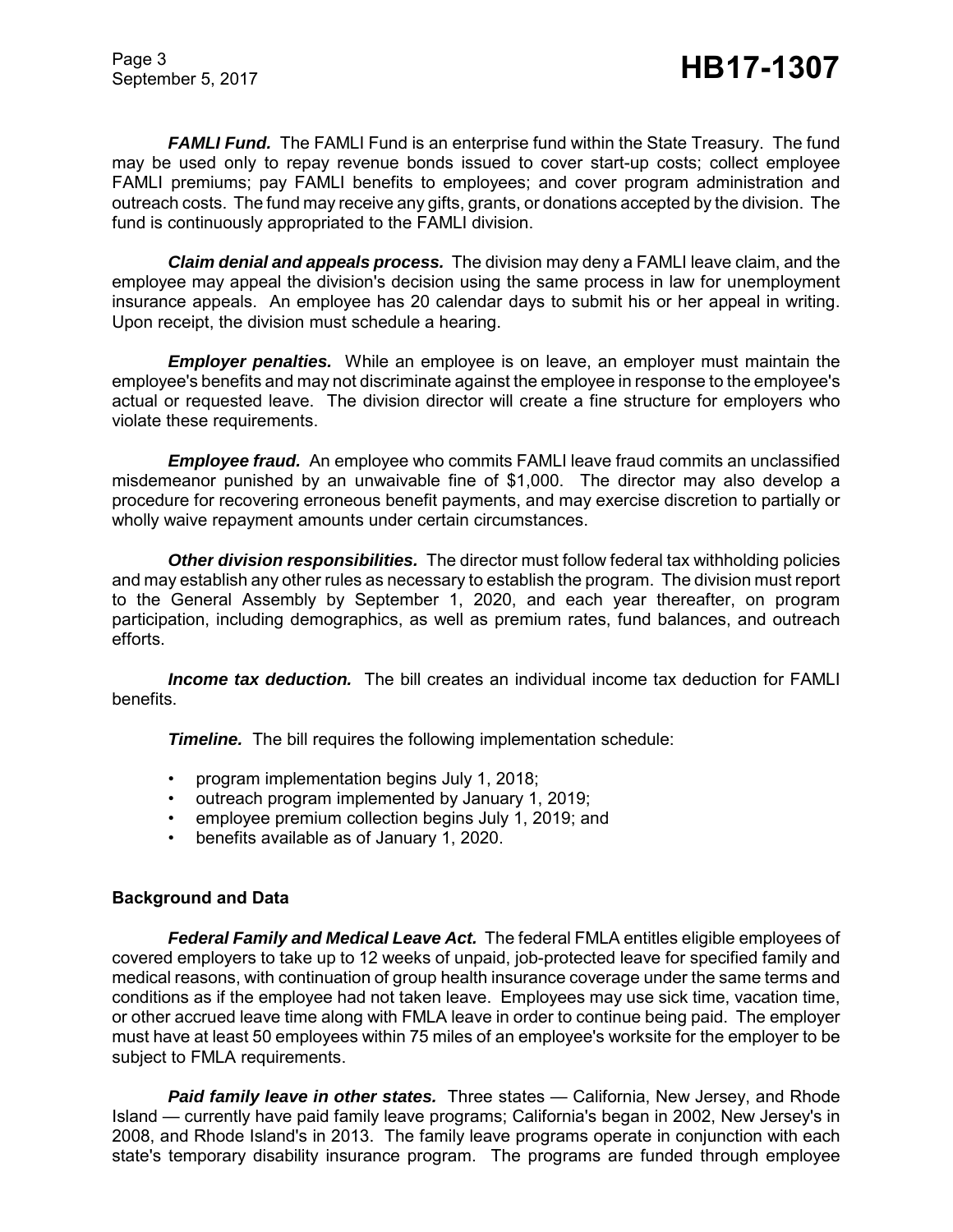***FAMLI Fund.*** The FAMLI Fund is an enterprise fund within the State Treasury. The fund may be used only to repay revenue bonds issued to cover start-up costs; collect employee FAMLI premiums; pay FAMLI benefits to employees; and cover program administration and outreach costs. The fund may receive any gifts, grants, or donations accepted by the division. The fund is continuously appropriated to the FAMLI division.

***Claim denial and appeals process.*** The division may deny a FAMLI leave claim, and the employee may appeal the division's decision using the same process in law for unemployment insurance appeals. An employee has 20 calendar days to submit his or her appeal in writing. Upon receipt, the division must schedule a hearing.

***Employer penalties.*** While an employee is on leave, an employer must maintain the employee's benefits and may not discriminate against the employee in response to the employee's actual or requested leave. The division director will create a fine structure for employers who violate these requirements.

***Employee fraud.*** An employee who commits FAMLI leave fraud commits an unclassified misdemeanor punished by an unwaivable fine of $1,000. The director may also develop a procedure for recovering erroneous benefit payments, and may exercise discretion to partially or wholly waive repayment amounts under certain circumstances.

***Other division responsibilities.*** The director must follow federal tax withholding policies and may establish any other rules as necessary to establish the program. The division must report to the General Assembly by September 1, 2020, and each year thereafter, on program participation, including demographics, as well as premium rates, fund balances, and outreach efforts.

***Income tax deduction.*** The bill creates an individual income tax deduction for FAMLI benefits.

***Timeline.*** The bill requires the following implementation schedule:

- program implementation begins July 1, 2018;
- outreach program implemented by January 1, 2019;
- employee premium collection begins July 1, 2019; and
- benefits available as of January 1, 2020.

**Background and Data**

***Federal Family and Medical Leave Act.*** The federal FMLA entitles eligible employees of covered employers to take up to 12 weeks of unpaid, job-protected leave for specified family and medical reasons, with continuation of group health insurance coverage under the same terms and conditions as if the employee had not taken leave. Employees may use sick time, vacation time, or other accrued leave time along with FMLA leave in order to continue being paid. The employer must have at least 50 employees within 75 miles of an employee's worksite for the employer to be subject to FMLA requirements.

***Paid family leave in other states.*** Three states — California, New Jersey, and Rhode Island — currently have paid family leave programs; California's began in 2002, New Jersey's in 2008, and Rhode Island's in 2013. The family leave programs operate in conjunction with each state's temporary disability insurance program. The programs are funded through employee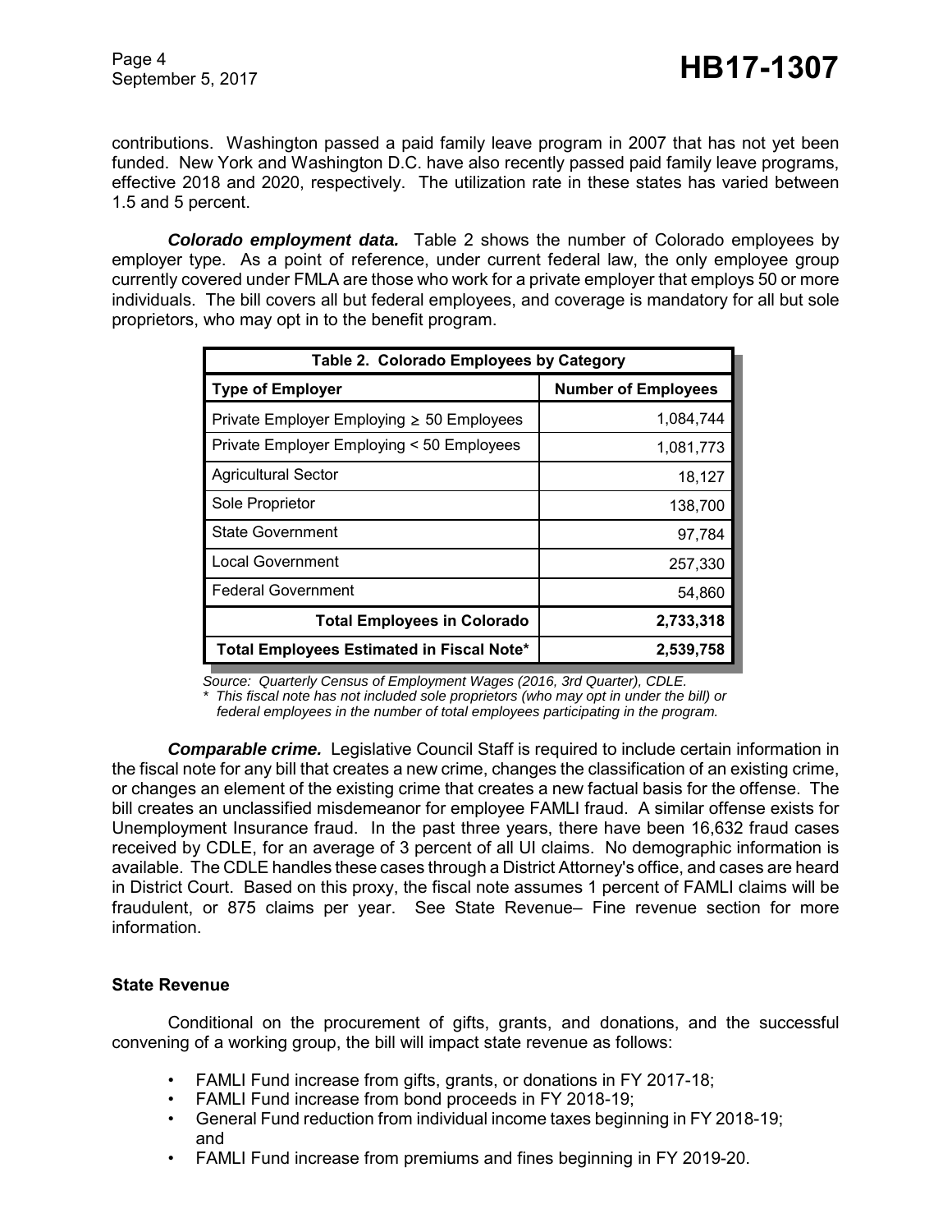contributions. Washington passed a paid family leave program in 2007 that has not yet been funded. New York and Washington D.C. have also recently passed paid family leave programs, effective 2018 and 2020, respectively. The utilization rate in these states has varied between 1.5 and 5 percent.

***Colorado employment data.*** Table 2 shows the number of Colorado employees by employer type. As a point of reference, under current federal law, the only employee group currently covered under FMLA are those who work for a private employer that employs 50 or more individuals. The bill covers all but federal employees, and coverage is mandatory for all but sole proprietors, who may opt in to the benefit program.

| Table 2. Colorado Employees by Category | |
|---|---|
| **Type of Employer** | **Number of Employees** |
| Private Employer Employing ≥ 50 Employees | 1,084,744 |
| Private Employer Employing < 50 Employees | 1,081,773 |
| Agricultural Sector | 18,127 |
| Sole Proprietor | 138,700 |
| State Government | 97,784 |
| Local Government | 257,330 |
| Federal Government | 54,860 |
| **Total Employees in Colorado** | **2,733,318** |
| **Total Employees Estimated in Fiscal Note*** | **2,539,758** |

*Source: Quarterly Census of Employment Wages (2016, 3rd Quarter), CDLE.*
*\* This fiscal note has not included sole proprietors (who may opt in under the bill) or federal employees in the number of total employees participating in the program.*

***Comparable crime.*** Legislative Council Staff is required to include certain information in the fiscal note for any bill that creates a new crime, changes the classification of an existing crime, or changes an element of the existing crime that creates a new factual basis for the offense. The bill creates an unclassified misdemeanor for employee FAMLI fraud. A similar offense exists for Unemployment Insurance fraud. In the past three years, there have been 16,632 fraud cases received by CDLE, for an average of 3 percent of all UI claims. No demographic information is available. The CDLE handles these cases through a District Attorney's office, and cases are heard in District Court. Based on this proxy, the fiscal note assumes 1 percent of FAMLI claims will be fraudulent, or 875 claims per year. See State Revenue– Fine revenue section for more information.

### State Revenue

Conditional on the procurement of gifts, grants, and donations, and the successful convening of a working group, the bill will impact state revenue as follows:

- FAMLI Fund increase from gifts, grants, or donations in FY 2017-18;
- FAMLI Fund increase from bond proceeds in FY 2018-19;
- General Fund reduction from individual income taxes beginning in FY 2018-19; and
- FAMLI Fund increase from premiums and fines beginning in FY 2019-20.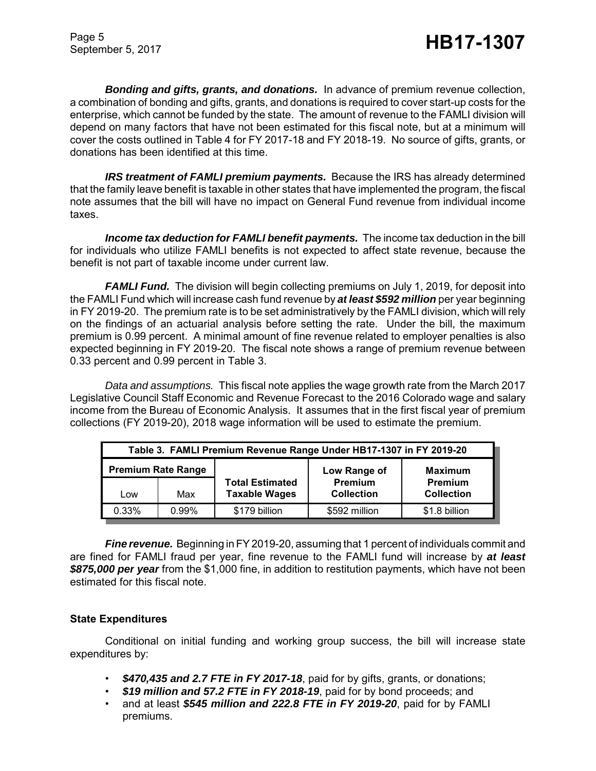***Bonding and gifts, grants, and donations.*** In advance of premium revenue collection, a combination of bonding and gifts, grants, and donations is required to cover start-up costs for the enterprise, which cannot be funded by the state. The amount of revenue to the FAMLI division will depend on many factors that have not been estimated for this fiscal note, but at a minimum will cover the costs outlined in Table 4 for FY 2017-18 and FY 2018-19. No source of gifts, grants, or donations has been identified at this time.

***IRS treatment of FAMLI premium payments.*** Because the IRS has already determined that the family leave benefit is taxable in other states that have implemented the program, the fiscal note assumes that the bill will have no impact on General Fund revenue from individual income taxes.

***Income tax deduction for FAMLI benefit payments.*** The income tax deduction in the bill for individuals who utilize FAMLI benefits is not expected to affect state revenue, because the benefit is not part of taxable income under current law.

***FAMLI Fund.*** The division will begin collecting premiums on July 1, 2019, for deposit into the FAMLI Fund which will increase cash fund revenue by ***at least $592 million*** per year beginning in FY 2019-20. The premium rate is to be set administratively by the FAMLI division, which will rely on the findings of an actuarial analysis before setting the rate. Under the bill, the maximum premium is 0.99 percent. A minimal amount of fine revenue related to employer penalties is also expected beginning in FY 2019-20. The fiscal note shows a range of premium revenue between 0.33 percent and 0.99 percent in Table 3.

*Data and assumptions.* This fiscal note applies the wage growth rate from the March 2017 Legislative Council Staff Economic and Revenue Forecast to the 2016 Colorado wage and salary income from the Bureau of Economic Analysis. It assumes that in the first fiscal year of premium collections (FY 2019-20), 2018 wage information will be used to estimate the premium.

**Table 3. FAMLI Premium Revenue Range Under HB17-1307 in FY 2019-20**

| Premium Rate Range | | Total Estimated Taxable Wages | Low Range of Premium Collection | Maximum Premium Collection |
|---|---|---|---|---|
| Low | Max | | | |
| 0.33% | 0.99% | $179 billion | $592 million | $1.8 billion |

***Fine revenue.*** Beginning in FY 2019-20, assuming that 1 percent of individuals commit and are fined for FAMLI fraud per year, fine revenue to the FAMLI fund will increase by ***at least $875,000 per year*** from the $1,000 fine, in addition to restitution payments, which have not been estimated for this fiscal note.

**State Expenditures**

Conditional on initial funding and working group success, the bill will increase state expenditures by:

- ***$470,435 and 2.7 FTE in FY 2017-18***, paid for by gifts, grants, or donations;
- ***$19 million and 57.2 FTE in FY 2018-19***, paid for by bond proceeds; and
- and at least ***$545 million and 222.8 FTE in FY 2019-20***, paid for by FAMLI premiums.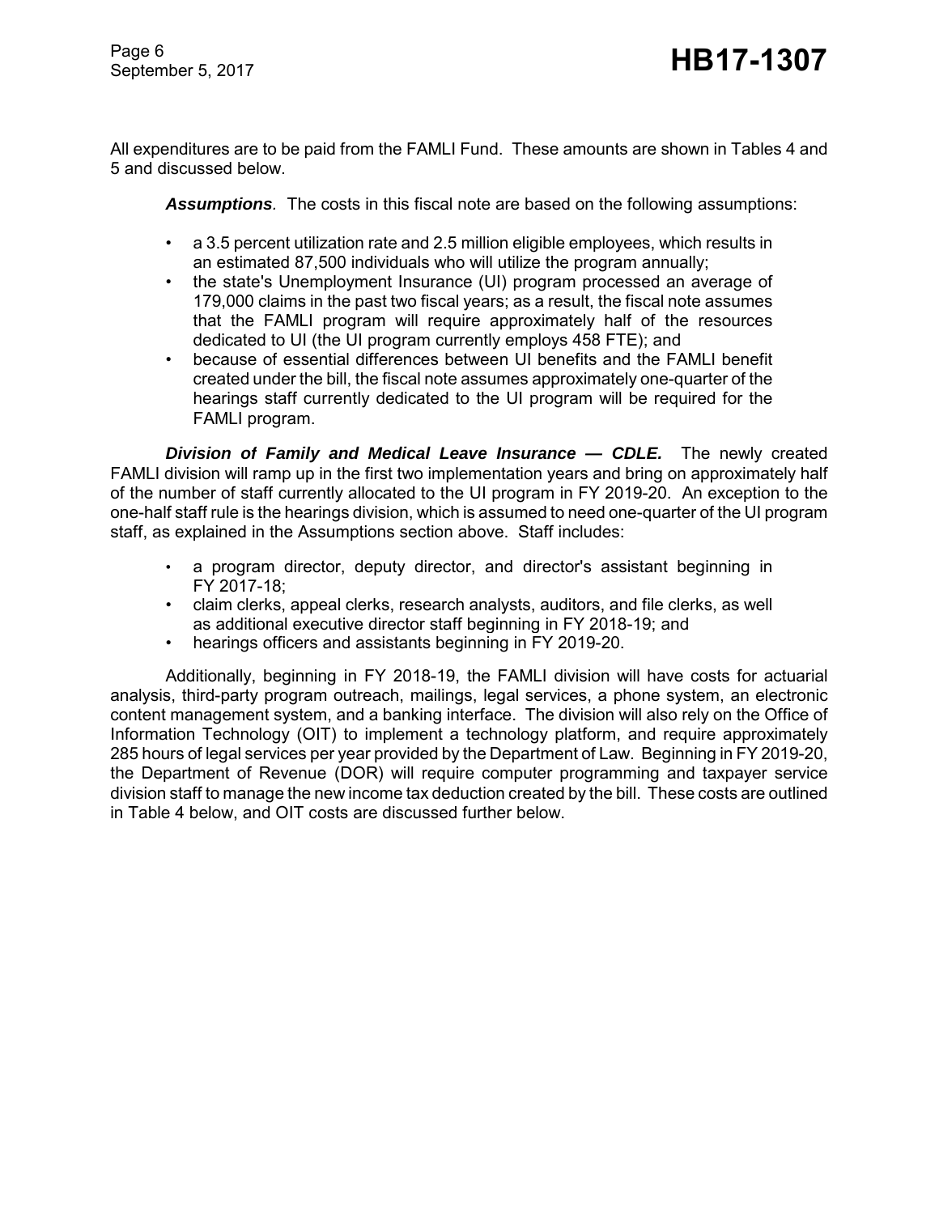All expenditures are to be paid from the FAMLI Fund. These amounts are shown in Tables 4 and 5 and discussed below.

***Assumptions***. The costs in this fiscal note are based on the following assumptions:

- a 3.5 percent utilization rate and 2.5 million eligible employees, which results in an estimated 87,500 individuals who will utilize the program annually;
- the state's Unemployment Insurance (UI) program processed an average of 179,000 claims in the past two fiscal years; as a result, the fiscal note assumes that the FAMLI program will require approximately half of the resources dedicated to UI (the UI program currently employs 458 FTE); and
- because of essential differences between UI benefits and the FAMLI benefit created under the bill, the fiscal note assumes approximately one-quarter of the hearings staff currently dedicated to the UI program will be required for the FAMLI program.

***Division of Family and Medical Leave Insurance — CDLE.*** The newly created FAMLI division will ramp up in the first two implementation years and bring on approximately half of the number of staff currently allocated to the UI program in FY 2019-20. An exception to the one-half staff rule is the hearings division, which is assumed to need one-quarter of the UI program staff, as explained in the Assumptions section above. Staff includes:

- a program director, deputy director, and director's assistant beginning in FY 2017-18;
- claim clerks, appeal clerks, research analysts, auditors, and file clerks, as well as additional executive director staff beginning in FY 2018-19; and
- hearings officers and assistants beginning in FY 2019-20.

Additionally, beginning in FY 2018-19, the FAMLI division will have costs for actuarial analysis, third-party program outreach, mailings, legal services, a phone system, an electronic content management system, and a banking interface. The division will also rely on the Office of Information Technology (OIT) to implement a technology platform, and require approximately 285 hours of legal services per year provided by the Department of Law. Beginning in FY 2019-20, the Department of Revenue (DOR) will require computer programming and taxpayer service division staff to manage the new income tax deduction created by the bill. These costs are outlined in Table 4 below, and OIT costs are discussed further below.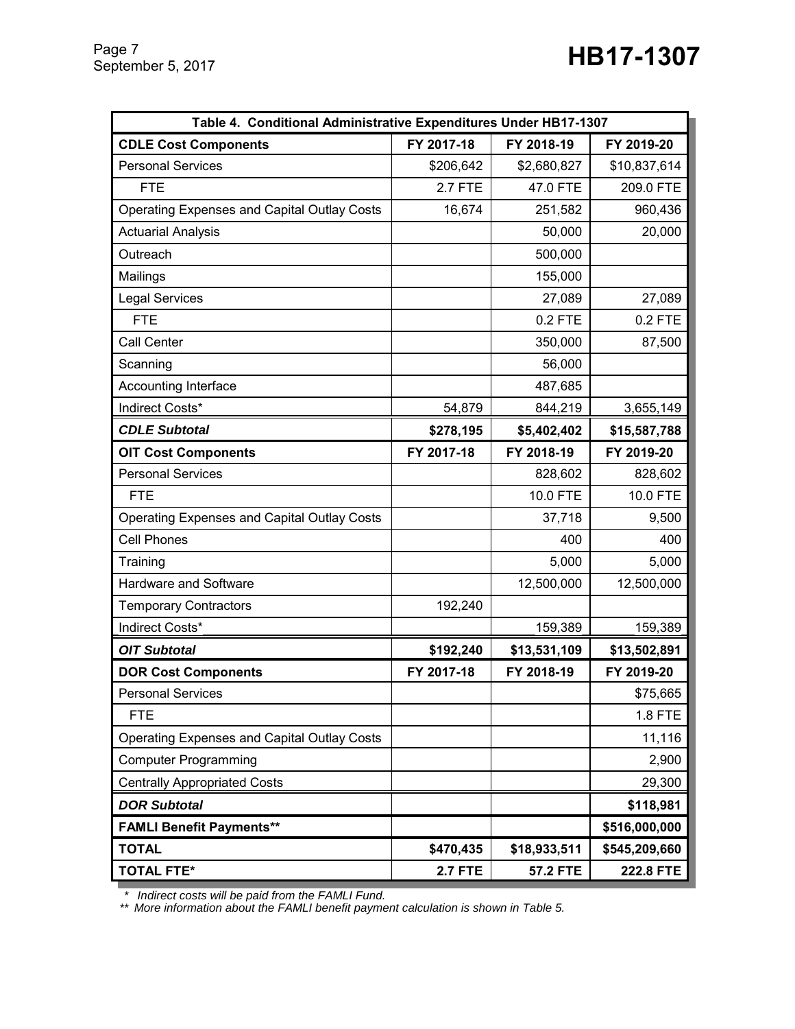| Table 4. Conditional Administrative Expenditures Under HB17-1307 | | | |
|---|---|---|---|
| **CDLE Cost Components** | **FY 2017-18** | **FY 2018-19** | **FY 2019-20** |
| Personal Services | $206,642 | $2,680,827 | $10,837,614 |
| FTE | 2.7 FTE | 47.0 FTE | 209.0 FTE |
| Operating Expenses and Capital Outlay Costs | 16,674 | 251,582 | 960,436 |
| Actuarial Analysis | | 50,000 | 20,000 |
| Outreach | | 500,000 | |
| Mailings | | 155,000 | |
| Legal Services | | 27,089 | 27,089 |
| FTE | | 0.2 FTE | 0.2 FTE |
| Call Center | | 350,000 | 87,500 |
| Scanning | | 56,000 | |
| Accounting Interface | | 487,685 | |
| Indirect Costs* | 54,879 | 844,219 | 3,655,149 |
| ***CDLE Subtotal*** | **$278,195** | **$5,402,402** | **$15,587,788** |
| **OIT Cost Components** | **FY 2017-18** | **FY 2018-19** | **FY 2019-20** |
| Personal Services | | 828,602 | 828,602 |
| FTE | | 10.0 FTE | 10.0 FTE |
| Operating Expenses and Capital Outlay Costs | | 37,718 | 9,500 |
| Cell Phones | | 400 | 400 |
| Training | | 5,000 | 5,000 |
| Hardware and Software | | 12,500,000 | 12,500,000 |
| Temporary Contractors | 192,240 | | |
| Indirect Costs* | | 159,389 | 159,389 |
| ***OIT Subtotal*** | **$192,240** | **$13,531,109** | **$13,502,891** |
| **DOR Cost Components** | **FY 2017-18** | **FY 2018-19** | **FY 2019-20** |
| Personal Services | | | $75,665 |
| FTE | | | 1.8 FTE |
| Operating Expenses and Capital Outlay Costs | | | 11,116 |
| Computer Programming | | | 2,900 |
| Centrally Appropriated Costs | | | 29,300 |
| ***DOR Subtotal*** | | | **$118,981** |
| **FAMLI Benefit Payments**** | | | **$516,000,000** |
| **TOTAL** | **$470,435** | **$18,933,511** | **$545,209,660** |
| **TOTAL FTE*** | **2.7 FTE** | **57.2 FTE** | **222.8 FTE** |

*\* Indirect costs will be paid from the FAMLI Fund.*
*\*\* More information about the FAMLI benefit payment calculation is shown in Table 5.*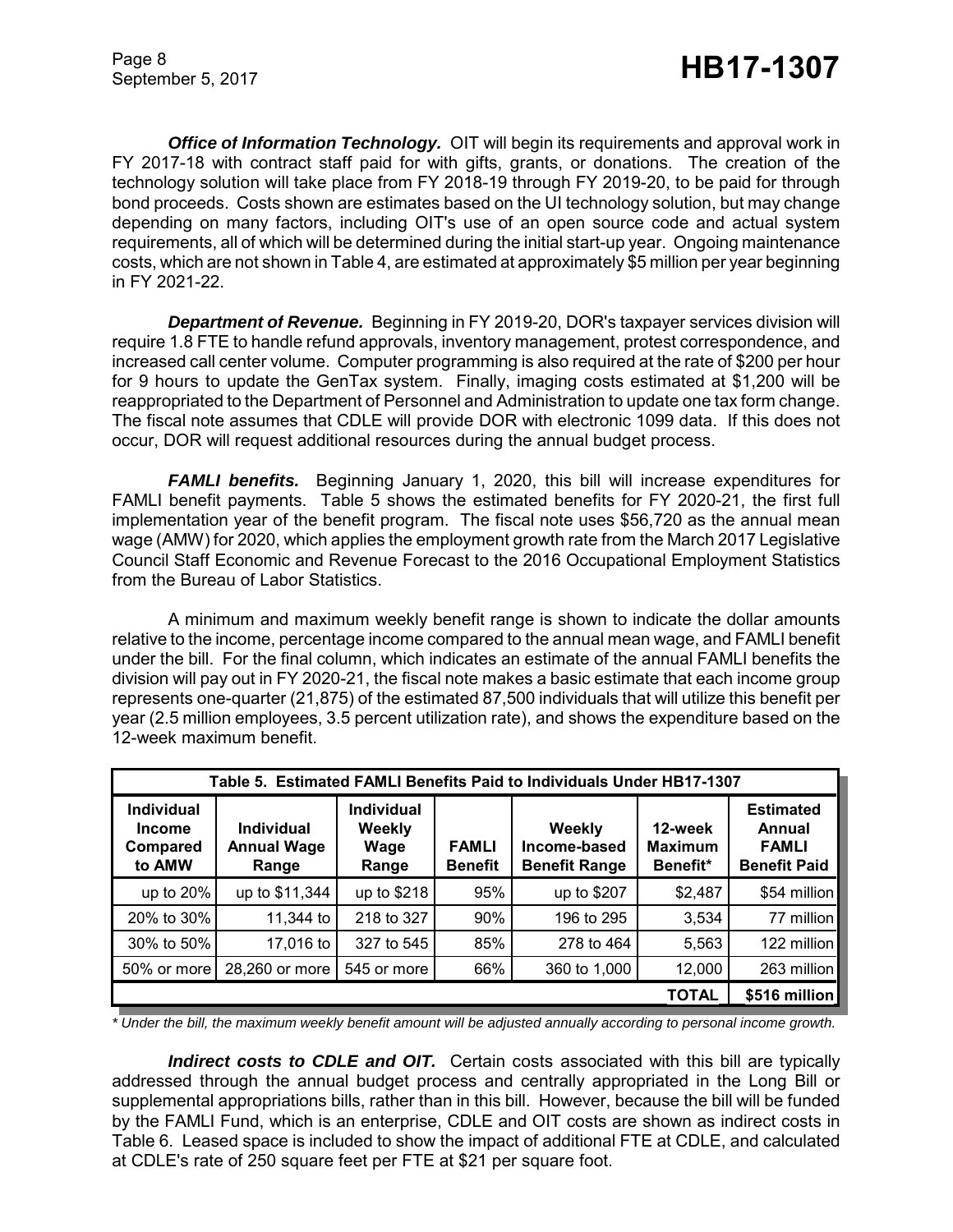***Office of Information Technology.*** OIT will begin its requirements and approval work in FY 2017-18 with contract staff paid for with gifts, grants, or donations. The creation of the technology solution will take place from FY 2018-19 through FY 2019-20, to be paid for through bond proceeds. Costs shown are estimates based on the UI technology solution, but may change depending on many factors, including OIT's use of an open source code and actual system requirements, all of which will be determined during the initial start-up year. Ongoing maintenance costs, which are not shown in Table 4, are estimated at approximately $5 million per year beginning in FY 2021-22.

***Department of Revenue.*** Beginning in FY 2019-20, DOR's taxpayer services division will require 1.8 FTE to handle refund approvals, inventory management, protest correspondence, and increased call center volume. Computer programming is also required at the rate of $200 per hour for 9 hours to update the GenTax system. Finally, imaging costs estimated at $1,200 will be reappropriated to the Department of Personnel and Administration to update one tax form change. The fiscal note assumes that CDLE will provide DOR with electronic 1099 data. If this does not occur, DOR will request additional resources during the annual budget process.

***FAMLI benefits.*** Beginning January 1, 2020, this bill will increase expenditures for FAMLI benefit payments. Table 5 shows the estimated benefits for FY 2020-21, the first full implementation year of the benefit program. The fiscal note uses $56,720 as the annual mean wage (AMW) for 2020, which applies the employment growth rate from the March 2017 Legislative Council Staff Economic and Revenue Forecast to the 2016 Occupational Employment Statistics from the Bureau of Labor Statistics.

A minimum and maximum weekly benefit range is shown to indicate the dollar amounts relative to the income, percentage income compared to the annual mean wage, and FAMLI benefit under the bill. For the final column, which indicates an estimate of the annual FAMLI benefits the division will pay out in FY 2020-21, the fiscal note makes a basic estimate that each income group represents one-quarter (21,875) of the estimated 87,500 individuals that will utilize this benefit per year (2.5 million employees, 3.5 percent utilization rate), and shows the expenditure based on the 12-week maximum benefit.

**Table 5. Estimated FAMLI Benefits Paid to Individuals Under HB17-1307**

| Individual Income Compared to AMW | Individual Annual Wage Range | Individual Weekly Wage Range | FAMLI Benefit | Weekly Income-based Benefit Range | 12-week Maximum Benefit* | Estimated Annual FAMLI Benefit Paid |
|---|---|---|---|---|---|---|
| up to 20% | up to $11,344 | up to $218 | 95% | up to $207 | $2,487 | $54 million |
| 20% to 30% | 11,344 to | 218 to 327 | 90% | 196 to 295 | 3,534 | 77 million |
| 30% to 50% | 17,016 to | 327 to 545 | 85% | 278 to 464 | 5,563 | 122 million |
| 50% or more | 28,260 or more | 545 or more | 66% | 360 to 1,000 | 12,000 | 263 million |
| | | | | | **TOTAL** | **$516 million** |

*\* Under the bill, the maximum weekly benefit amount will be adjusted annually according to personal income growth.*

***Indirect costs to CDLE and OIT.*** Certain costs associated with this bill are typically addressed through the annual budget process and centrally appropriated in the Long Bill or supplemental appropriations bills, rather than in this bill. However, because the bill will be funded by the FAMLI Fund, which is an enterprise, CDLE and OIT costs are shown as indirect costs in Table 6. Leased space is included to show the impact of additional FTE at CDLE, and calculated at CDLE's rate of 250 square feet per FTE at $21 per square foot.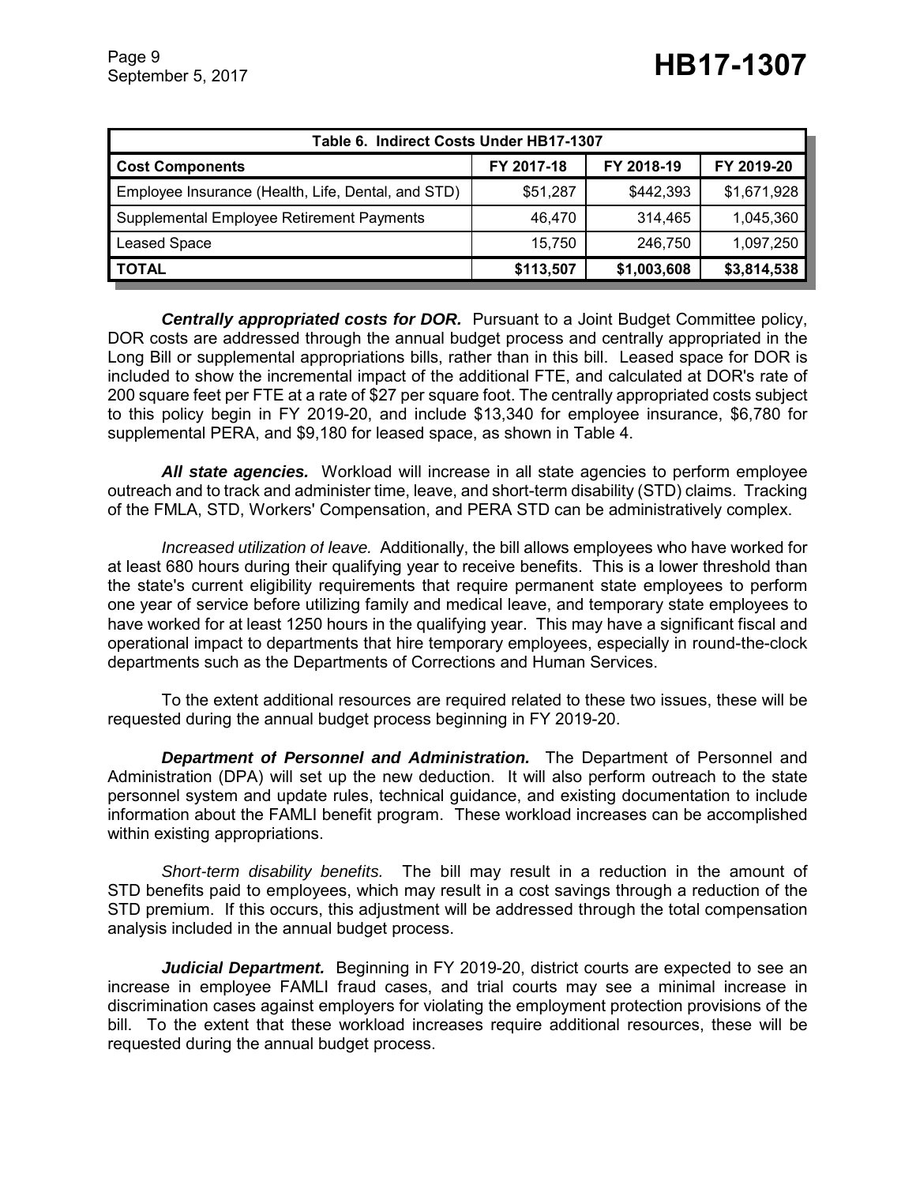| Table 6. Indirect Costs Under HB17-1307 | | | |
|---|---|---|---|
| **Cost Components** | **FY 2017-18** | **FY 2018-19** | **FY 2019-20** |
| Employee Insurance (Health, Life, Dental, and STD) | $51,287 | $442,393 | $1,671,928 |
| Supplemental Employee Retirement Payments | 46,470 | 314,465 | 1,045,360 |
| Leased Space | 15,750 | 246,750 | 1,097,250 |
| **TOTAL** | **$113,507** | **$1,003,608** | **$3,814,538** |

***Centrally appropriated costs for DOR.*** Pursuant to a Joint Budget Committee policy, DOR costs are addressed through the annual budget process and centrally appropriated in the Long Bill or supplemental appropriations bills, rather than in this bill. Leased space for DOR is included to show the incremental impact of the additional FTE, and calculated at DOR's rate of 200 square feet per FTE at a rate of $27 per square foot. The centrally appropriated costs subject to this policy begin in FY 2019-20, and include $13,340 for employee insurance, $6,780 for supplemental PERA, and $9,180 for leased space, as shown in Table 4.

***All state agencies.*** Workload will increase in all state agencies to perform employee outreach and to track and administer time, leave, and short-term disability (STD) claims. Tracking of the FMLA, STD, Workers' Compensation, and PERA STD can be administratively complex.

*Increased utilization of leave.* Additionally, the bill allows employees who have worked for at least 680 hours during their qualifying year to receive benefits. This is a lower threshold than the state's current eligibility requirements that require permanent state employees to perform one year of service before utilizing family and medical leave, and temporary state employees to have worked for at least 1250 hours in the qualifying year. This may have a significant fiscal and operational impact to departments that hire temporary employees, especially in round-the-clock departments such as the Departments of Corrections and Human Services.

To the extent additional resources are required related to these two issues, these will be requested during the annual budget process beginning in FY 2019-20.

***Department of Personnel and Administration.*** The Department of Personnel and Administration (DPA) will set up the new deduction. It will also perform outreach to the state personnel system and update rules, technical guidance, and existing documentation to include information about the FAMLI benefit program. These workload increases can be accomplished within existing appropriations.

*Short-term disability benefits.* The bill may result in a reduction in the amount of STD benefits paid to employees, which may result in a cost savings through a reduction of the STD premium. If this occurs, this adjustment will be addressed through the total compensation analysis included in the annual budget process.

***Judicial Department.*** Beginning in FY 2019-20, district courts are expected to see an increase in employee FAMLI fraud cases, and trial courts may see a minimal increase in discrimination cases against employers for violating the employment protection provisions of the bill. To the extent that these workload increases require additional resources, these will be requested during the annual budget process.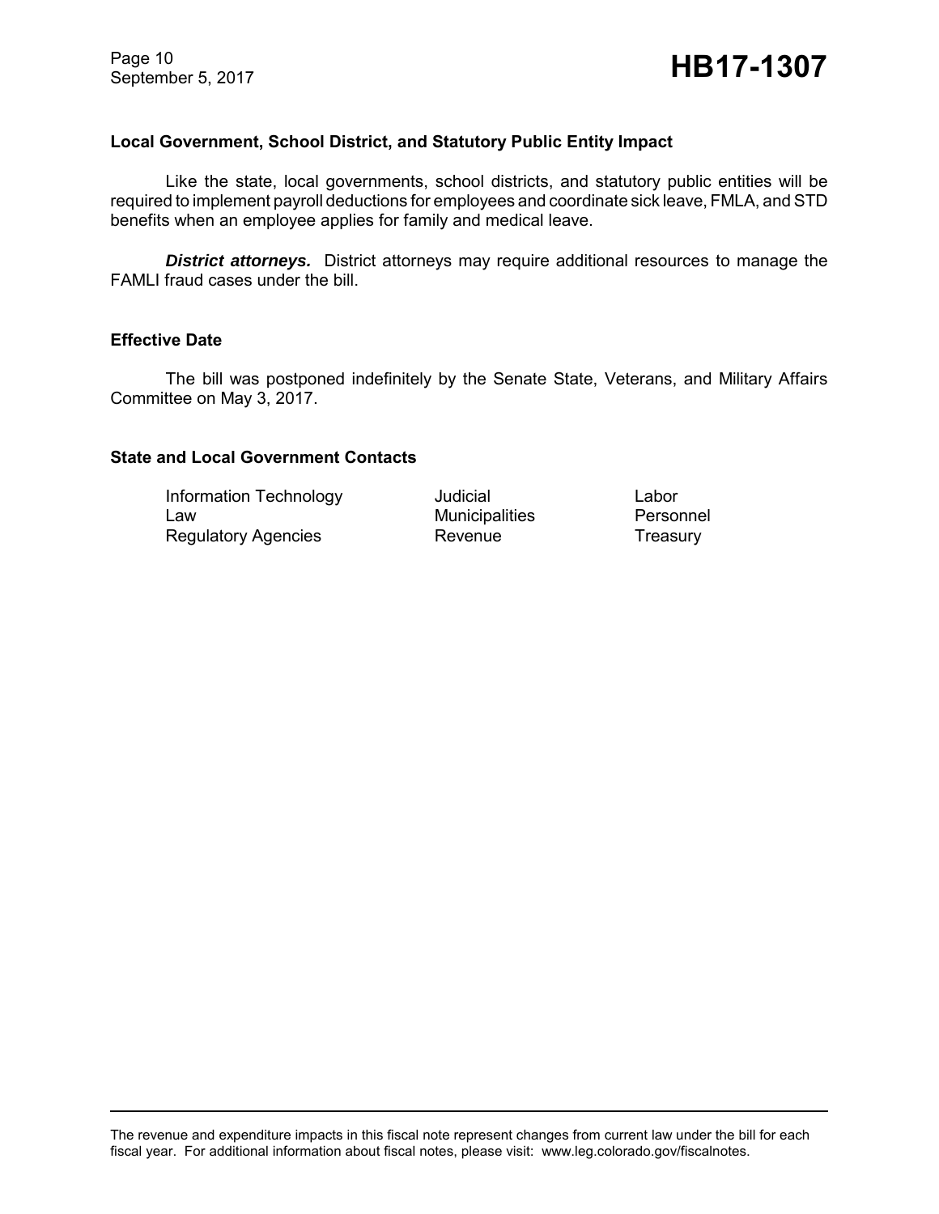### Local Government, School District, and Statutory Public Entity Impact

Like the state, local governments, school districts, and statutory public entities will be required to implement payroll deductions for employees and coordinate sick leave, FMLA, and STD benefits when an employee applies for family and medical leave.

***District attorneys.*** District attorneys may require additional resources to manage the FAMLI fraud cases under the bill.

### Effective Date

The bill was postponed indefinitely by the Senate State, Veterans, and Military Affairs Committee on May 3, 2017.

### State and Local Government Contacts

| | | |
|---|---|---|
| Information Technology | Judicial | Labor |
| Law | Municipalities | Personnel |
| Regulatory Agencies | Revenue | Treasury |

The revenue and expenditure impacts in this fiscal note represent changes from current law under the bill for each fiscal year. For additional information about fiscal notes, please visit: www.leg.colorado.gov/fiscalnotes.